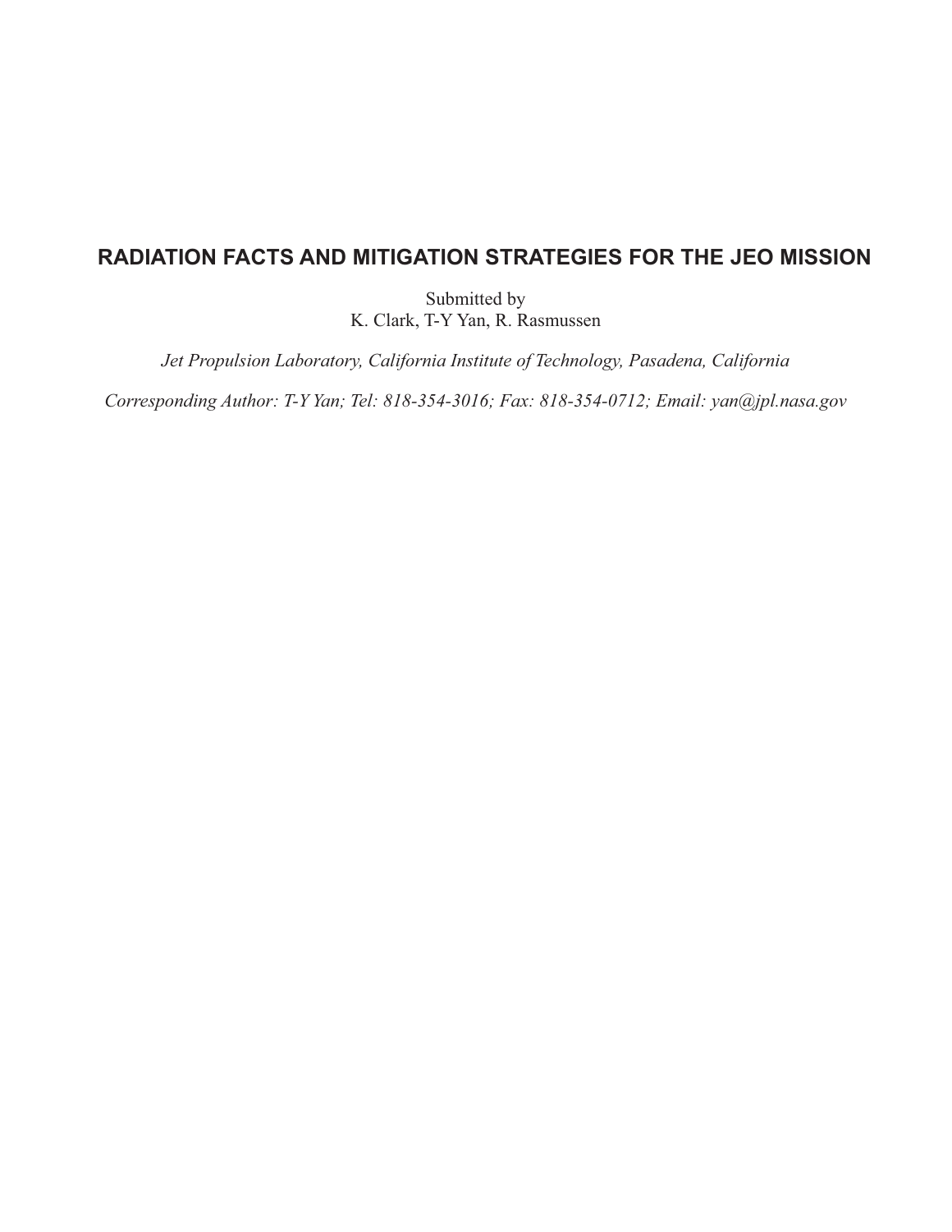# RADIATION FACTS AND MITIGATION STRATEGIES FOR THE JEO MISSION

Submitted by
K. Clark, T-Y Yan, R. Rasmussen

*Jet Propulsion Laboratory, California Institute of Technology, Pasadena, California*

*Corresponding Author: T-Y Yan; Tel: 818-354-3016; Fax: 818-354-0712; Email: yan@jpl.nasa.gov*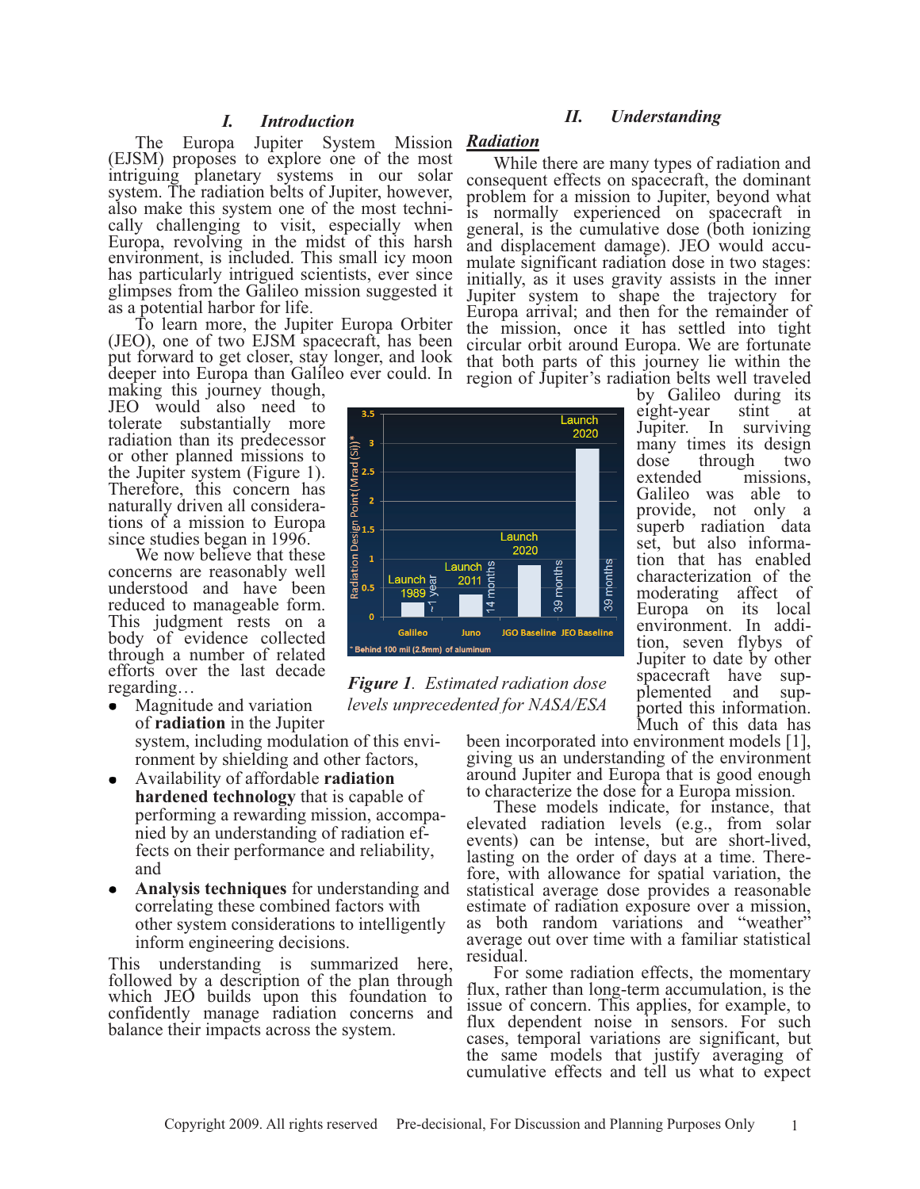## I. Introduction

The Europa Jupiter System Mission (EJSM) proposes to explore one of the most intriguing planetary systems in our solar system. The radiation belts of Jupiter, however, also make this system one of the most technically challenging to visit, especially when Europa, revolving in the midst of this harsh environment, is included. This small icy moon has particularly intrigued scientists, ever since glimpses from the Galileo mission suggested it as a potential harbor for life.

To learn more, the Jupiter Europa Orbiter (JEO), one of two EJSM spacecraft, has been put forward to get closer, stay longer, and look deeper into Europa than Galileo ever could. In making this journey though, JEO would also need to tolerate substantially more radiation than its predecessor or other planned missions to the Jupiter system (Figure 1). Therefore, this concern has naturally driven all considerations of a mission to Europa since studies began in 1996.

We now believe that these concerns are reasonably well understood and have been reduced to manageable form. This judgment rests on a body of evidence collected through a number of related efforts over the last decade regarding…

- Magnitude and variation of **radiation** in the Jupiter system, including modulation of this environment by shielding and other factors,
- Availability of affordable **radiation hardened technology** that is capable of performing a rewarding mission, accompanied by an understanding of radiation effects on their performance and reliability, and
- **Analysis techniques** for understanding and correlating these combined factors with other system considerations to intelligently inform engineering decisions.

This understanding is summarized here, followed by a description of the plan through which JEO builds upon this foundation to confidently manage radiation concerns and balance their impacts across the system.

*Figure 1. Estimated radiation dose levels unprecedented for NASA/ESA*

## II. Understanding

### *Radiation*

While there are many types of radiation and consequent effects on spacecraft, the dominant problem for a mission to Jupiter, beyond what is normally experienced on spacecraft in general, is the cumulative dose (both ionizing and displacement damage). JEO would accumulate significant radiation dose in two stages: initially, as it uses gravity assists in the inner Jupiter system to shape the trajectory for Europa arrival; and then for the remainder of the mission, once it has settled into tight circular orbit around Europa. We are fortunate that both parts of this journey lie within the region of Jupiter's radiation belts well traveled by Galileo during its eight-year stint at Jupiter. In surviving many times its design dose through two extended missions, Galileo was able to provide, not only a superb radiation data set, but also information that has enabled characterization of the moderating affect of Europa on its local environment. In addition, seven flybys of Jupiter to date by other spacecraft have supplemented and supported this information. Much of this data has been incorporated into environment models [1], giving us an understanding of the environment around Jupiter and Europa that is good enough to characterize the dose for a Europa mission.

These models indicate, for instance, that elevated radiation levels (e.g., from solar events) can be intense, but are short-lived, lasting on the order of days at a time. Therefore, with allowance for spatial variation, the statistical average dose provides a reasonable estimate of radiation exposure over a mission, as both random variations and "weather" average out over time with a familiar statistical residual.

For some radiation effects, the momentary flux, rather than long-term accumulation, is the issue of concern. This applies, for example, to flux dependent noise in sensors. For such cases, temporal variations are significant, but the same models that justify averaging of cumulative effects and tell us what to expect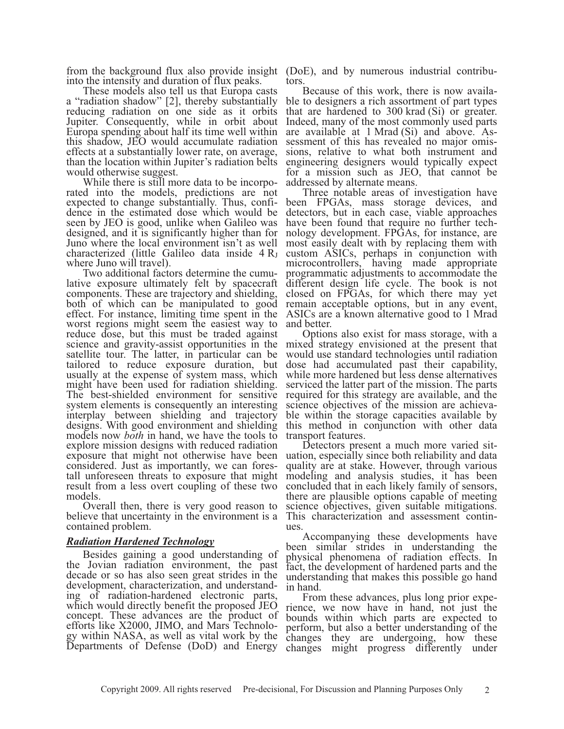from the background flux also provide insight into the intensity and duration of flux peaks.

These models also tell us that Europa casts a "radiation shadow" [2], thereby substantially reducing radiation on one side as it orbits Jupiter. Consequently, while in orbit about Europa spending about half its time well within this shadow, JEO would accumulate radiation effects at a substantially lower rate, on average, than the location within Jupiter's radiation belts would otherwise suggest.

While there is still more data to be incorporated into the models, predictions are not expected to change substantially. Thus, confidence in the estimated dose which would be seen by JEO is good, unlike when Galileo was designed, and it is significantly higher than for Juno where the local environment isn't as well characterized (little Galileo data inside 4 $R_J$ where Juno will travel).

Two additional factors determine the cumulative exposure ultimately felt by spacecraft components. These are trajectory and shielding, both of which can be manipulated to good effect. For instance, limiting time spent in the worst regions might seem the easiest way to reduce dose, but this must be traded against science and gravity-assist opportunities in the satellite tour. The latter, in particular can be tailored to reduce exposure duration, but usually at the expense of system mass, which might have been used for radiation shielding. The best-shielded environment for sensitive system elements is consequently an interesting interplay between shielding and trajectory designs. With good environment and shielding models now *both* in hand, we have the tools to explore mission designs with reduced radiation exposure that might not otherwise have been considered. Just as importantly, we can forestall unforeseen threats to exposure that might result from a less overt coupling of these two models.

Overall then, there is very good reason to believe that uncertainty in the environment is a contained problem.

## ***Radiation Hardened Technology***

Besides gaining a good understanding of the Jovian radiation environment, the past decade or so has also seen great strides in the development, characterization, and understanding of radiation-hardened electronic parts, which would directly benefit the proposed JEO concept. These advances are the product of efforts like X2000, JIMO, and Mars Technology within NASA, as well as vital work by the Departments of Defense (DoD) and Energy (DoE), and by numerous industrial contributors.

Because of this work, there is now available to designers a rich assortment of part types that are hardened to 300 krad (Si) or greater. Indeed, many of the most commonly used parts are available at 1 Mrad (Si) and above. Assessment of this has revealed no major omissions, relative to what both instrument and engineering designers would typically expect for a mission such as JEO, that cannot be addressed by alternate means.

Three notable areas of investigation have been FPGAs, mass storage devices, and detectors, but in each case, viable approaches have been found that require no further technology development. FPGAs, for instance, are most easily dealt with by replacing them with custom ASICs, perhaps in conjunction with microcontrollers, having made appropriate programmatic adjustments to accommodate the different design life cycle. The book is not closed on FPGAs, for which there may yet remain acceptable options, but in any event, ASICs are a known alternative good to 1 Mrad and better.

Options also exist for mass storage, with a mixed strategy envisioned at the present that would use standard technologies until radiation dose had accumulated past their capability, while more hardened but less dense alternatives serviced the latter part of the mission. The parts required for this strategy are available, and the science objectives of the mission are achievable within the storage capacities available by this method in conjunction with other data transport features.

Detectors present a much more varied situation, especially since both reliability and data quality are at stake. However, through various modeling and analysis studies, it has been concluded that in each likely family of sensors, there are plausible options capable of meeting science objectives, given suitable mitigations. This characterization and assessment continues.

Accompanying these developments have been similar strides in understanding the physical phenomena of radiation effects. In fact, the development of hardened parts and the understanding that makes this possible go hand in hand.

From these advances, plus long prior experience, we now have in hand, not just the bounds within which parts are expected to perform, but also a better understanding of the changes they are undergoing, how these changes might progress differently under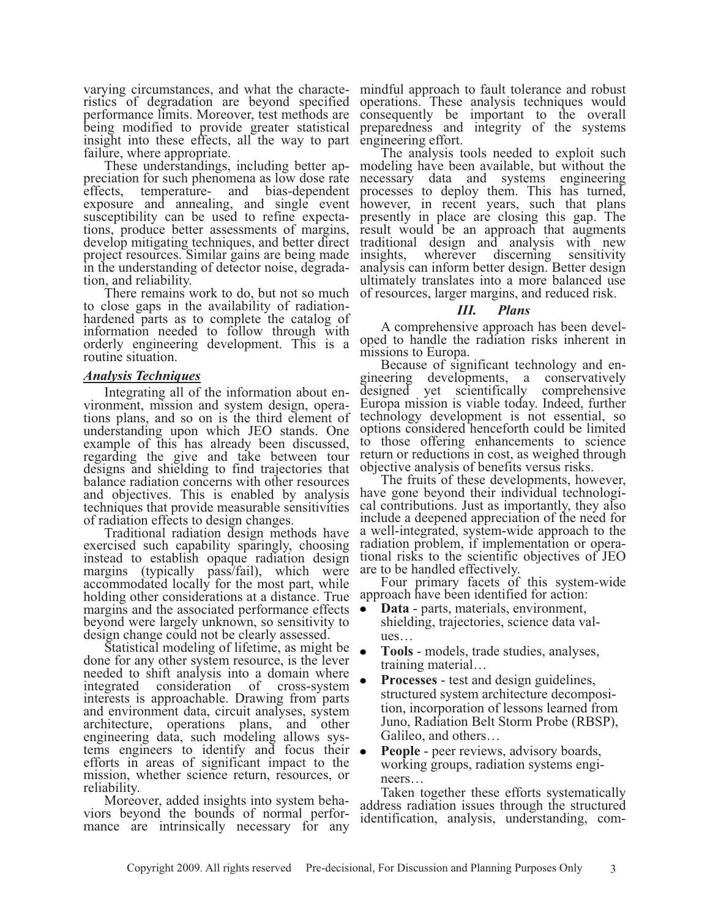varying circumstances, and what the characteristics of degradation are beyond specified performance limits. Moreover, test methods are being modified to provide greater statistical insight into these effects, all the way to part failure, where appropriate.

These understandings, including better appreciation for such phenomena as low dose rate effects, temperature- and bias-dependent exposure and annealing, and single event susceptibility can be used to refine expectations, produce better assessments of margins, develop mitigating techniques, and better direct project resources. Similar gains are being made in the understanding of detector noise, degradation, and reliability.

There remains work to do, but not so much to close gaps in the availability of radiation-hardened parts as to complete the catalog of information needed to follow through with orderly engineering development. This is a routine situation.

### *Analysis Techniques*

Integrating all of the information about environment, mission and system design, operations plans, and so on is the third element of understanding upon which JEO stands. One example of this has already been discussed, regarding the give and take between tour designs and shielding to find trajectories that balance radiation concerns with other resources and objectives. This is enabled by analysis techniques that provide measurable sensitivities of radiation effects to design changes.

Traditional radiation design methods have exercised such capability sparingly, choosing instead to establish opaque radiation design margins (typically pass/fail), which were accommodated locally for the most part, while holding other considerations at a distance. True margins and the associated performance effects beyond were largely unknown, so sensitivity to design change could not be clearly assessed.

Statistical modeling of lifetime, as might be done for any other system resource, is the lever needed to shift analysis into a domain where integrated consideration of cross-system interests is approachable. Drawing from parts and environment data, circuit analyses, system architecture, operations plans, and other engineering data, such modeling allows systems engineers to identify and focus their efforts in areas of significant impact to the mission, whether science return, resources, or reliability.

Moreover, added insights into system behaviors beyond the bounds of normal performance are intrinsically necessary for any mindful approach to fault tolerance and robust operations. These analysis techniques would consequently be important to the overall preparedness and integrity of the systems engineering effort.

The analysis tools needed to exploit such modeling have been available, but without the necessary data and systems engineering processes to deploy them. This has turned, however, in recent years, such that plans presently in place are closing this gap. The result would be an approach that augments traditional design and analysis with new insights, wherever discerning sensitivity analysis can inform better design. Better design ultimately translates into a more balanced use of resources, larger margins, and reduced risk.

## *III. Plans*

A comprehensive approach has been developed to handle the radiation risks inherent in missions to Europa.

Because of significant technology and engineering developments, a conservatively designed yet scientifically comprehensive Europa mission is viable today. Indeed, further technology development is not essential, so options considered henceforth could be limited to those offering enhancements to science return or reductions in cost, as weighed through objective analysis of benefits versus risks.

The fruits of these developments, however, have gone beyond their individual technological contributions. Just as importantly, they also include a deepened appreciation of the need for a well-integrated, system-wide approach to the radiation problem, if implementation or operational risks to the scientific objectives of JEO are to be handled effectively.

Four primary facets of this system-wide approach have been identified for action:

- **Data** - parts, materials, environment, shielding, trajectories, science data values…
- **Tools** - models, trade studies, analyses, training material…
- **Processes** - test and design guidelines, structured system architecture decomposition, incorporation of lessons learned from Juno, Radiation Belt Storm Probe (RBSP), Galileo, and others…
- **People** - peer reviews, advisory boards, working groups, radiation systems engineers…

Taken together these efforts systematically address radiation issues through the structured identification, analysis, understanding, com-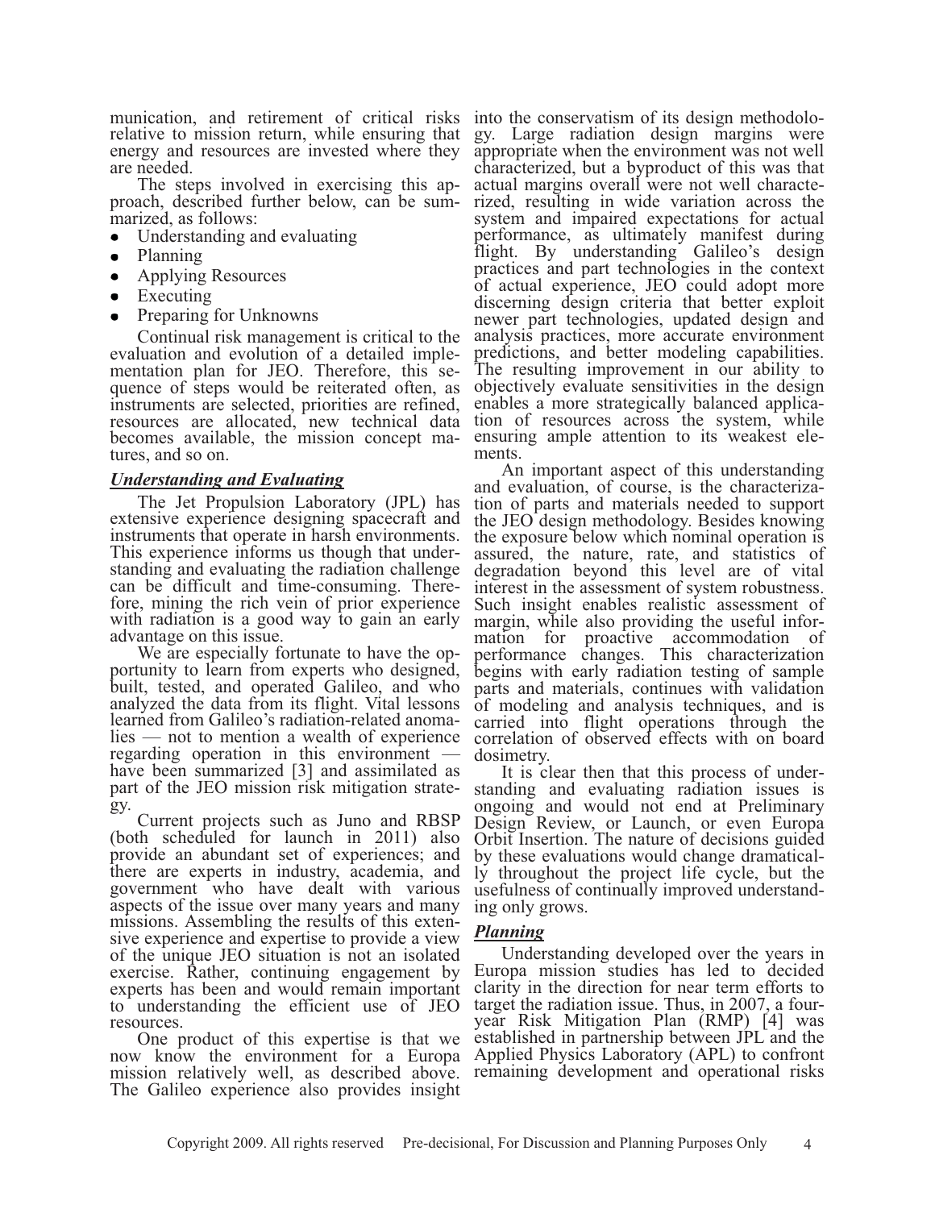munication, and retirement of critical risks relative to mission return, while ensuring that energy and resources are invested where they are needed.

The steps involved in exercising this approach, described further below, can be summarized, as follows:

- Understanding and evaluating
- Planning
- Applying Resources
- Executing
- Preparing for Unknowns

Continual risk management is critical to the evaluation and evolution of a detailed implementation plan for JEO. Therefore, this sequence of steps would be reiterated often, as instruments are selected, priorities are refined, resources are allocated, new technical data becomes available, the mission concept matures, and so on.

### *Understanding and Evaluating*

The Jet Propulsion Laboratory (JPL) has extensive experience designing spacecraft and instruments that operate in harsh environments. This experience informs us though that understanding and evaluating the radiation challenge can be difficult and time-consuming. Therefore, mining the rich vein of prior experience with radiation is a good way to gain an early advantage on this issue.

We are especially fortunate to have the opportunity to learn from experts who designed, built, tested, and operated Galileo, and who analyzed the data from its flight. Vital lessons learned from Galileo's radiation-related anomalies — not to mention a wealth of experience regarding operation in this environment — have been summarized [3] and assimilated as part of the JEO mission risk mitigation strategy.

Current projects such as Juno and RBSP (both scheduled for launch in 2011) also provide an abundant set of experiences; and there are experts in industry, academia, and government who have dealt with various aspects of the issue over many years and many missions. Assembling the results of this extensive experience and expertise to provide a view of the unique JEO situation is not an isolated exercise. Rather, continuing engagement by experts has been and would remain important to understanding the efficient use of JEO resources.

One product of this expertise is that we now know the environment for a Europa mission relatively well, as described above. The Galileo experience also provides insight into the conservatism of its design methodology. Large radiation design margins were appropriate when the environment was not well characterized, but a byproduct of this was that actual margins overall were not well characterized, resulting in wide variation across the system and impaired expectations for actual performance, as ultimately manifest during flight. By understanding Galileo's design practices and part technologies in the context of actual experience, JEO could adopt more discerning design criteria that better exploit newer part technologies, updated design and analysis practices, more accurate environment predictions, and better modeling capabilities. The resulting improvement in our ability to objectively evaluate sensitivities in the design enables a more strategically balanced application of resources across the system, while ensuring ample attention to its weakest elements.

An important aspect of this understanding and evaluation, of course, is the characterization of parts and materials needed to support the JEO design methodology. Besides knowing the exposure below which nominal operation is assured, the nature, rate, and statistics of degradation beyond this level are of vital interest in the assessment of system robustness. Such insight enables realistic assessment of margin, while also providing the useful information for proactive accommodation of performance changes. This characterization begins with early radiation testing of sample parts and materials, continues with validation of modeling and analysis techniques, and is carried into flight operations through the correlation of observed effects with on board dosimetry.

It is clear then that this process of understanding and evaluating radiation issues is ongoing and would not end at Preliminary Design Review, or Launch, or even Europa Orbit Insertion. The nature of decisions guided by these evaluations would change dramatically throughout the project life cycle, but the usefulness of continually improved understanding only grows.

### *Planning*

Understanding developed over the years in Europa mission studies has led to decided clarity in the direction for near term efforts to target the radiation issue. Thus, in 2007, a four-year Risk Mitigation Plan (RMP) [4] was established in partnership between JPL and the Applied Physics Laboratory (APL) to confront remaining development and operational risks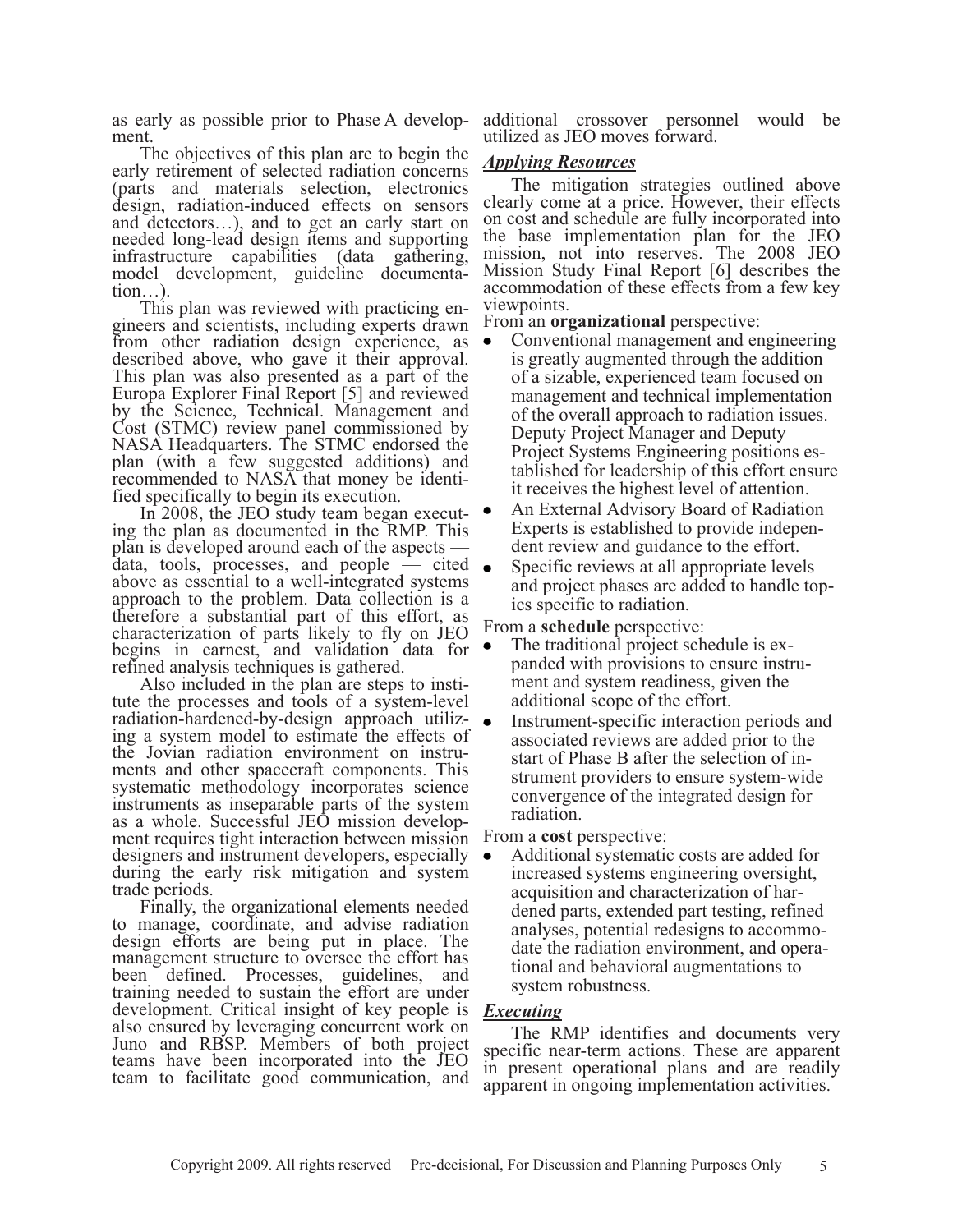as early as possible prior to Phase A development.

The objectives of this plan are to begin the early retirement of selected radiation concerns (parts and materials selection, electronics design, radiation-induced effects on sensors and detectors…), and to get an early start on needed long-lead design items and supporting infrastructure capabilities (data gathering, model development, guideline documentation…).

This plan was reviewed with practicing engineers and scientists, including experts drawn from other radiation design experience, as described above, who gave it their approval. This plan was also presented as a part of the Europa Explorer Final Report [5] and reviewed by the Science, Technical. Management and Cost (STMC) review panel commissioned by NASA Headquarters. The STMC endorsed the plan (with a few suggested additions) and recommended to NASA that money be identified specifically to begin its execution.

In 2008, the JEO study team began executing the plan as documented in the RMP. This plan is developed around each of the aspects — data, tools, processes, and people — cited above as essential to a well-integrated systems approach to the problem. Data collection is a therefore a substantial part of this effort, as characterization of parts likely to fly on JEO begins in earnest, and validation data for refined analysis techniques is gathered.

Also included in the plan are steps to institute the processes and tools of a system-level radiation-hardened-by-design approach utilizing a system model to estimate the effects of the Jovian radiation environment on instruments and other spacecraft components. This systematic methodology incorporates science instruments as inseparable parts of the system as a whole. Successful JEO mission development requires tight interaction between mission designers and instrument developers, especially during the early risk mitigation and system trade periods.

Finally, the organizational elements needed to manage, coordinate, and advise radiation design efforts are being put in place. The management structure to oversee the effort has been defined. Processes, guidelines, and training needed to sustain the effort are under development. Critical insight of key people is also ensured by leveraging concurrent work on Juno and RBSP. Members of both project teams have been incorporated into the JEO team to facilitate good communication, and additional crossover personnel would be utilized as JEO moves forward.

### *Applying Resources*

The mitigation strategies outlined above clearly come at a price. However, their effects on cost and schedule are fully incorporated into the base implementation plan for the JEO mission, not into reserves. The 2008 JEO Mission Study Final Report [6] describes the accommodation of these effects from a few key viewpoints.

From an **organizational** perspective:

- Conventional management and engineering is greatly augmented through the addition of a sizable, experienced team focused on management and technical implementation of the overall approach to radiation issues. Deputy Project Manager and Deputy Project Systems Engineering positions established for leadership of this effort ensure it receives the highest level of attention.
- An External Advisory Board of Radiation Experts is established to provide independent review and guidance to the effort.
- Specific reviews at all appropriate levels and project phases are added to handle topics specific to radiation.

From a **schedule** perspective:

- The traditional project schedule is expanded with provisions to ensure instrument and system readiness, given the additional scope of the effort.
- Instrument-specific interaction periods and associated reviews are added prior to the start of Phase B after the selection of instrument providers to ensure system-wide convergence of the integrated design for radiation.

From a **cost** perspective:

- Additional systematic costs are added for increased systems engineering oversight, acquisition and characterization of hardened parts, extended part testing, refined analyses, potential redesigns to accommodate the radiation environment, and operational and behavioral augmentations to system robustness.

### *Executing*

The RMP identifies and documents very specific near-term actions. These are apparent in present operational plans and are readily apparent in ongoing implementation activities.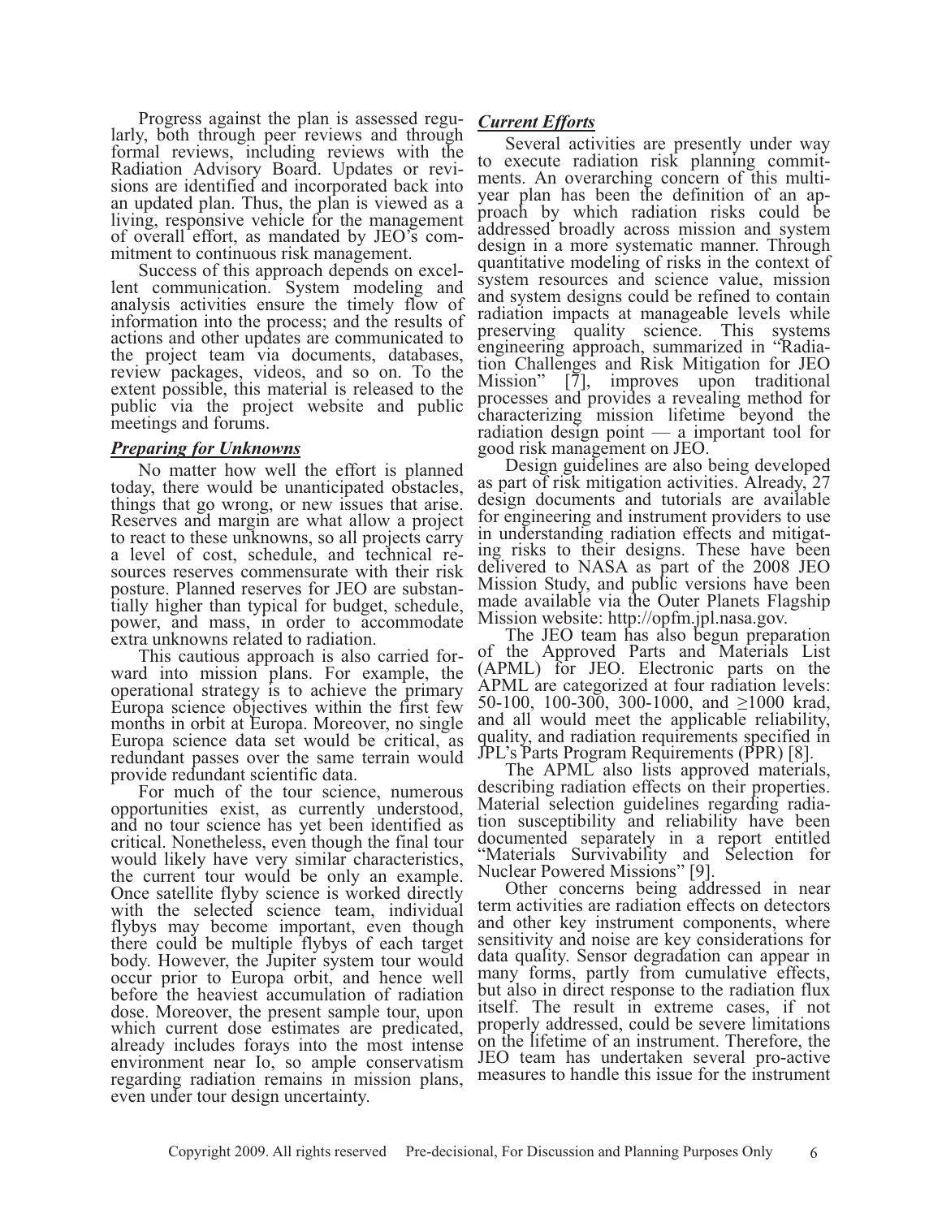Progress against the plan is assessed regularly, both through peer reviews and through formal reviews, including reviews with the Radiation Advisory Board. Updates or revisions are identified and incorporated back into an updated plan. Thus, the plan is viewed as a living, responsive vehicle for the management of overall effort, as mandated by JEO's commitment to continuous risk management.

Success of this approach depends on excellent communication. System modeling and analysis activities ensure the timely flow of information into the process; and the results of actions and other updates are communicated to the project team via documents, databases, review packages, videos, and so on. To the extent possible, this material is released to the public via the project website and public meetings and forums.

***Preparing for Unknowns***

No matter how well the effort is planned today, there would be unanticipated obstacles, things that go wrong, or new issues that arise. Reserves and margin are what allow a project to react to these unknowns, so all projects carry a level of cost, schedule, and technical resources reserves commensurate with their risk posture. Planned reserves for JEO are substantially higher than typical for budget, schedule, power, and mass, in order to accommodate extra unknowns related to radiation.

This cautious approach is also carried forward into mission plans. For example, the operational strategy is to achieve the primary Europa science objectives within the first few months in orbit at Europa. Moreover, no single Europa science data set would be critical, as redundant passes over the same terrain would provide redundant scientific data.

For much of the tour science, numerous opportunities exist, as currently understood, and no tour science has yet been identified as critical. Nonetheless, even though the final tour would likely have very similar characteristics, the current tour would be only an example. Once satellite flyby science is worked directly with the selected science team, individual flybys may become important, even though there could be multiple flybys of each target body. However, the Jupiter system tour would occur prior to Europa orbit, and hence well before the heaviest accumulation of radiation dose. Moreover, the present sample tour, upon which current dose estimates are predicated, already includes forays into the most intense environment near Io, so ample conservatism regarding radiation remains in mission plans, even under tour design uncertainty.

***Current Efforts***

Several activities are presently under way to execute radiation risk planning commitments. An overarching concern of this multi-year plan has been the definition of an approach by which radiation risks could be addressed broadly across mission and system design in a more systematic manner. Through quantitative modeling of risks in the context of system resources and science value, mission and system designs could be refined to contain radiation impacts at manageable levels while preserving quality science. This systems engineering approach, summarized in "Radiation Challenges and Risk Mitigation for JEO Mission" [7], improves upon traditional processes and provides a revealing method for characterizing mission lifetime beyond the radiation design point — a important tool for good risk management on JEO.

Design guidelines are also being developed as part of risk mitigation activities. Already, 27 design documents and tutorials are available for engineering and instrument providers to use in understanding radiation effects and mitigating risks to their designs. These have been delivered to NASA as part of the 2008 JEO Mission Study, and public versions have been made available via the Outer Planets Flagship Mission website: http://opfm.jpl.nasa.gov.

The JEO team has also begun preparation of the Approved Parts and Materials List (APML) for JEO. Electronic parts on the APML are categorized at four radiation levels: 50-100, 100-300, 300-1000, and ≥1000 krad, and all would meet the applicable reliability, quality, and radiation requirements specified in JPL's Parts Program Requirements (PPR) [8].

The APML also lists approved materials, describing radiation effects on their properties. Material selection guidelines regarding radiation susceptibility and reliability have been documented separately in a report entitled "Materials Survivability and Selection for Nuclear Powered Missions" [9].

Other concerns being addressed in near term activities are radiation effects on detectors and other key instrument components, where sensitivity and noise are key considerations for data quality. Sensor degradation can appear in many forms, partly from cumulative effects, but also in direct response to the radiation flux itself. The result in extreme cases, if not properly addressed, could be severe limitations on the lifetime of an instrument. Therefore, the JEO team has undertaken several pro-active measures to handle this issue for the instrument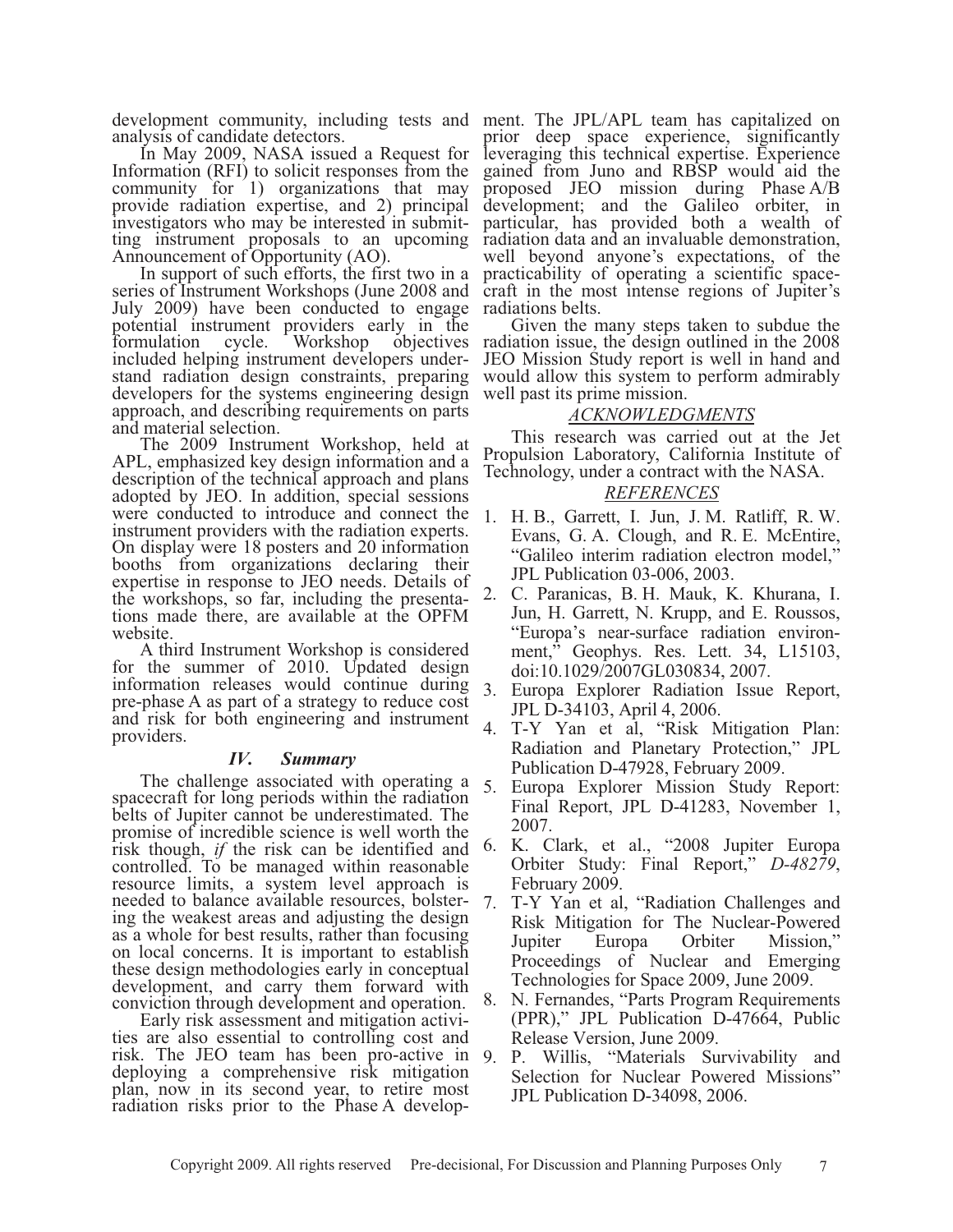development community, including tests and analysis of candidate detectors.

In May 2009, NASA issued a Request for Information (RFI) to solicit responses from the community for 1) organizations that may provide radiation expertise, and 2) principal investigators who may be interested in submitting instrument proposals to an upcoming Announcement of Opportunity (AO).

In support of such efforts, the first two in a series of Instrument Workshops (June 2008 and July 2009) have been conducted to engage potential instrument providers early in the formulation cycle. Workshop objectives included helping instrument developers understand radiation design constraints, preparing developers for the systems engineering design approach, and describing requirements on parts and material selection.

The 2009 Instrument Workshop, held at APL, emphasized key design information and a description of the technical approach and plans adopted by JEO. In addition, special sessions were conducted to introduce and connect the instrument providers with the radiation experts. On display were 18 posters and 20 information booths from organizations declaring their expertise in response to JEO needs. Details of the workshops, so far, including the presentations made there, are available at the OPFM website.

A third Instrument Workshop is considered for the summer of 2010. Updated design information releases would continue during pre-phase A as part of a strategy to reduce cost and risk for both engineering and instrument providers.

## *IV. Summary*

The challenge associated with operating a spacecraft for long periods within the radiation belts of Jupiter cannot be underestimated. The promise of incredible science is well worth the risk though, *if* the risk can be identified and controlled. To be managed within reasonable resource limits, a system level approach is needed to balance available resources, bolstering the weakest areas and adjusting the design as a whole for best results, rather than focusing on local concerns. It is important to establish these design methodologies early in conceptual development, and carry them forward with conviction through development and operation.

Early risk assessment and mitigation activities are also essential to controlling cost and risk. The JEO team has been pro-active in deploying a comprehensive risk mitigation plan, now in its second year, to retire most radiation risks prior to the Phase A development. The JPL/APL team has capitalized on prior deep space experience, significantly leveraging this technical expertise. Experience gained from Juno and RBSP would aid the proposed JEO mission during Phase A/B development; and the Galileo orbiter, in particular, has provided both a wealth of radiation data and an invaluable demonstration, well beyond anyone's expectations, of the practicability of operating a scientific spacecraft in the most intense regions of Jupiter's radiations belts.

Given the many steps taken to subdue the radiation issue, the design outlined in the 2008 JEO Mission Study report is well in hand and would allow this system to perform admirably well past its prime mission.

## *ACKNOWLEDGMENTS*

This research was carried out at the Jet Propulsion Laboratory, California Institute of Technology, under a contract with the NASA.

## *REFERENCES*

1. H. B., Garrett, I. Jun, J. M. Ratliff, R. W. Evans, G. A. Clough, and R. E. McEntire, "Galileo interim radiation electron model," JPL Publication 03-006, 2003.
2. C. Paranicas, B. H. Mauk, K. Khurana, I. Jun, H. Garrett, N. Krupp, and E. Roussos, "Europa's near-surface radiation environment," Geophys. Res. Lett. 34, L15103, doi:10.1029/2007GL030834, 2007.
3. Europa Explorer Radiation Issue Report, JPL D-34103, April 4, 2006.
4. T-Y Yan et al, "Risk Mitigation Plan: Radiation and Planetary Protection," JPL Publication D-47928, February 2009.
5. Europa Explorer Mission Study Report: Final Report, JPL D-41283, November 1, 2007.
6. K. Clark, et al., "2008 Jupiter Europa Orbiter Study: Final Report," *D-48279*, February 2009.
7. T-Y Yan et al, "Radiation Challenges and Risk Mitigation for The Nuclear-Powered Jupiter Europa Orbiter Mission," Proceedings of Nuclear and Emerging Technologies for Space 2009, June 2009.
8. N. Fernandes, "Parts Program Requirements (PPR)," JPL Publication D-47664, Public Release Version, June 2009.
9. P. Willis, "Materials Survivability and Selection for Nuclear Powered Missions" JPL Publication D-34098, 2006.